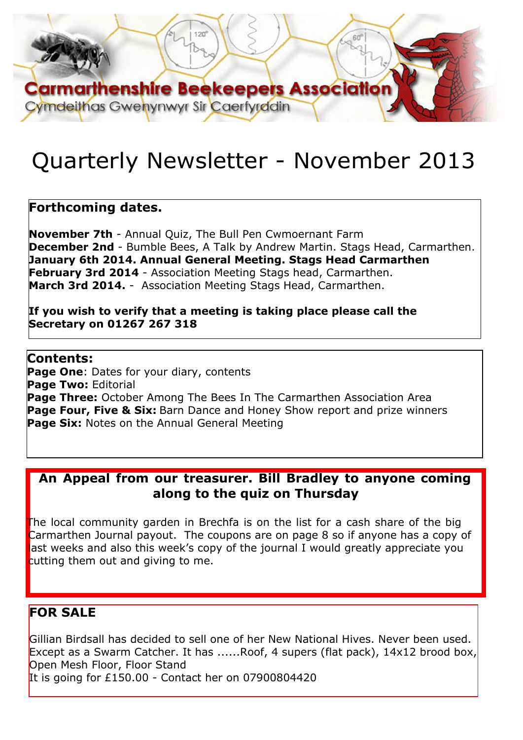# Carmarthenshire Beekeepers Association

Cymdeithas Gwenynwyr Sir Caerfyrddin

# Quarterly Newsletter - November 2013

## Forthcoming dates.

**November 7th** - Annual Quiz, The Bull Pen Cwmoernant Farm
**December 2nd** - Bumble Bees, A Talk by Andrew Martin. Stags Head, Carmarthen.
**January 6th 2014. Annual General Meeting. Stags Head Carmarthen**
**February 3rd 2014** - Association Meeting Stags head, Carmarthen.
**March 3rd 2014.** - Association Meeting Stags Head, Carmarthen.

**If you wish to verify that a meeting is taking place please call the Secretary on 01267 267 318**

## Contents:

**Page One**: Dates for your diary, contents
**Page Two:** Editorial
**Page Three:** October Among The Bees In The Carmarthen Association Area
**Page Four, Five & Six:** Barn Dance and Honey Show report and prize winners
**Page Six:** Notes on the Annual General Meeting

## An Appeal from our treasurer. Bill Bradley to anyone coming along to the quiz on Thursday

The local community garden in Brechfa is on the list for a cash share of the big Carmarthen Journal payout. The coupons are on page 8 so if anyone has a copy of last weeks and also this week's copy of the journal I would greatly appreciate you cutting them out and giving to me.

## FOR SALE

Gillian Birdsall has decided to sell one of her New National Hives. Never been used. Except as a Swarm Catcher. It has ......Roof, 4 supers (flat pack), 14x12 brood box, Open Mesh Floor, Floor Stand
It is going for £150.00 - Contact her on 07900804420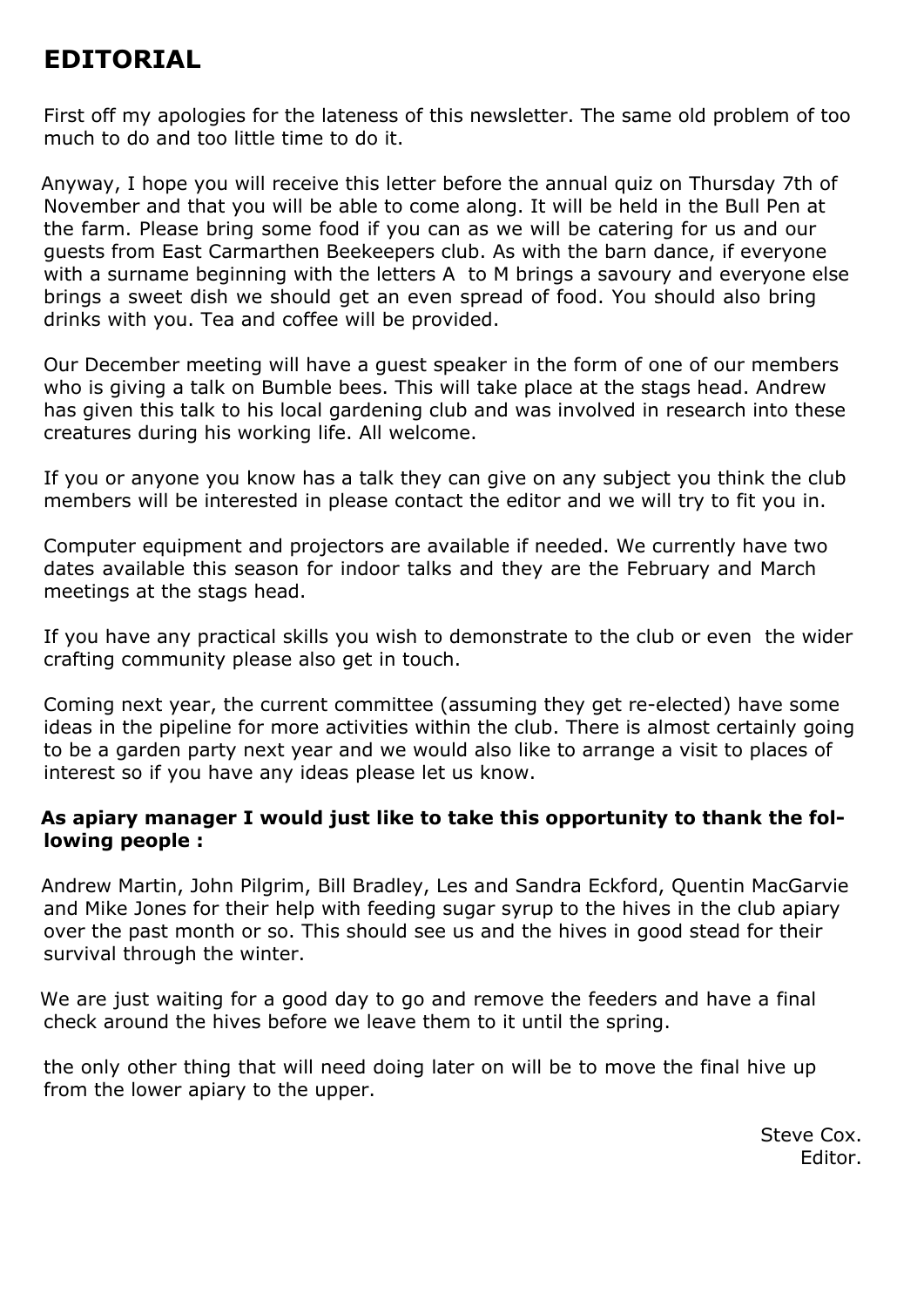# EDITORIAL

First off my apologies for the lateness of this newsletter. The same old problem of too much to do and too little time to do it.

Anyway, I hope you will receive this letter before the annual quiz on Thursday 7th of November and that you will be able to come along. It will be held in the Bull Pen at the farm. Please bring some food if you can as we will be catering for us and our guests from East Carmarthen Beekeepers club. As with the barn dance, if everyone with a surname beginning with the letters A to M brings a savoury and everyone else brings a sweet dish we should get an even spread of food. You should also bring drinks with you. Tea and coffee will be provided.

Our December meeting will have a guest speaker in the form of one of our members who is giving a talk on Bumble bees. This will take place at the stags head. Andrew has given this talk to his local gardening club and was involved in research into these creatures during his working life. All welcome.

If you or anyone you know has a talk they can give on any subject you think the club members will be interested in please contact the editor and we will try to fit you in.

Computer equipment and projectors are available if needed. We currently have two dates available this season for indoor talks and they are the February and March meetings at the stags head.

If you have any practical skills you wish to demonstrate to the club or even the wider crafting community please also get in touch.

Coming next year, the current committee (assuming they get re-elected) have some ideas in the pipeline for more activities within the club. There is almost certainly going to be a garden party next year and we would also like to arrange a visit to places of interest so if you have any ideas please let us know.

**As apiary manager I would just like to take this opportunity to thank the following people :**

Andrew Martin, John Pilgrim, Bill Bradley, Les and Sandra Eckford, Quentin MacGarvie and Mike Jones for their help with feeding sugar syrup to the hives in the club apiary over the past month or so. This should see us and the hives in good stead for their survival through the winter.

We are just waiting for a good day to go and remove the feeders and have a final check around the hives before we leave them to it until the spring.

the only other thing that will need doing later on will be to move the final hive up from the lower apiary to the upper.

Steve Cox.
Editor.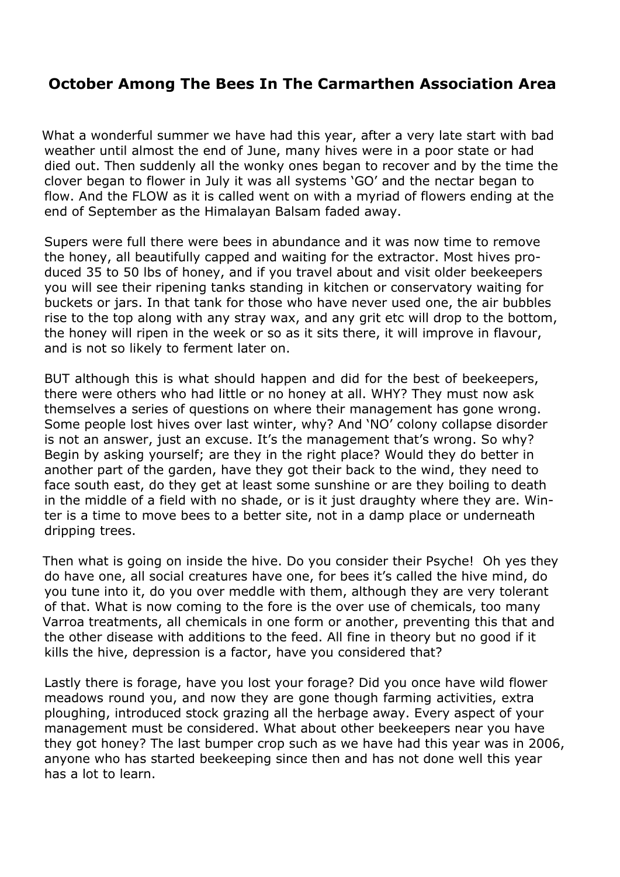# October Among The Bees In The Carmarthen Association Area

What a wonderful summer we have had this year, after a very late start with bad weather until almost the end of June, many hives were in a poor state or had died out. Then suddenly all the wonky ones began to recover and by the time the clover began to flower in July it was all systems 'GO' and the nectar began to flow. And the FLOW as it is called went on with a myriad of flowers ending at the end of September as the Himalayan Balsam faded away.

Supers were full there were bees in abundance and it was now time to remove the honey, all beautifully capped and waiting for the extractor. Most hives produced 35 to 50 lbs of honey, and if you travel about and visit older beekeepers you will see their ripening tanks standing in kitchen or conservatory waiting for buckets or jars. In that tank for those who have never used one, the air bubbles rise to the top along with any stray wax, and any grit etc will drop to the bottom, the honey will ripen in the week or so as it sits there, it will improve in flavour, and is not so likely to ferment later on.

BUT although this is what should happen and did for the best of beekeepers, there were others who had little or no honey at all. WHY? They must now ask themselves a series of questions on where their management has gone wrong. Some people lost hives over last winter, why? And 'NO' colony collapse disorder is not an answer, just an excuse. It's the management that's wrong. So why? Begin by asking yourself; are they in the right place? Would they do better in another part of the garden, have they got their back to the wind, they need to face south east, do they get at least some sunshine or are they boiling to death in the middle of a field with no shade, or is it just draughty where they are. Winter is a time to move bees to a better site, not in a damp place or underneath dripping trees.

Then what is going on inside the hive. Do you consider their Psyche! Oh yes they do have one, all social creatures have one, for bees it's called the hive mind, do you tune into it, do you over meddle with them, although they are very tolerant of that. What is now coming to the fore is the over use of chemicals, too many Varroa treatments, all chemicals in one form or another, preventing this that and the other disease with additions to the feed. All fine in theory but no good if it kills the hive, depression is a factor, have you considered that?

Lastly there is forage, have you lost your forage? Did you once have wild flower meadows round you, and now they are gone though farming activities, extra ploughing, introduced stock grazing all the herbage away. Every aspect of your management must be considered. What about other beekeepers near you have they got honey? The last bumper crop such as we have had this year was in 2006, anyone who has started beekeeping since then and has not done well this year has a lot to learn.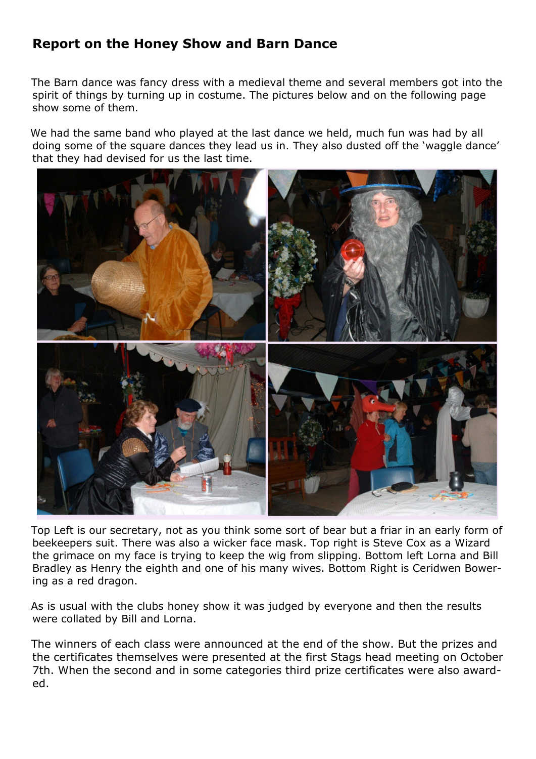## Report on the Honey Show and Barn Dance

The Barn dance was fancy dress with a medieval theme and several members got into the spirit of things by turning up in costume. The pictures below and on the following page show some of them.

We had the same band who played at the last dance we held, much fun was had by all doing some of the square dances they lead us in. They also dusted off the 'waggle dance' that they had devised for us the last time.

Top Left is our secretary, not as you think some sort of bear but a friar in an early form of beekeepers suit. There was also a wicker face mask. Top right is Steve Cox as a Wizard the grimace on my face is trying to keep the wig from slipping. Bottom left Lorna and Bill Bradley as Henry the eighth and one of his many wives. Bottom Right is Ceridwen Bowering as a red dragon.

As is usual with the clubs honey show it was judged by everyone and then the results were collated by Bill and Lorna.

The winners of each class were announced at the end of the show. But the prizes and the certificates themselves were presented at the first Stags head meeting on October 7th. When the second and in some categories third prize certificates were also awarded.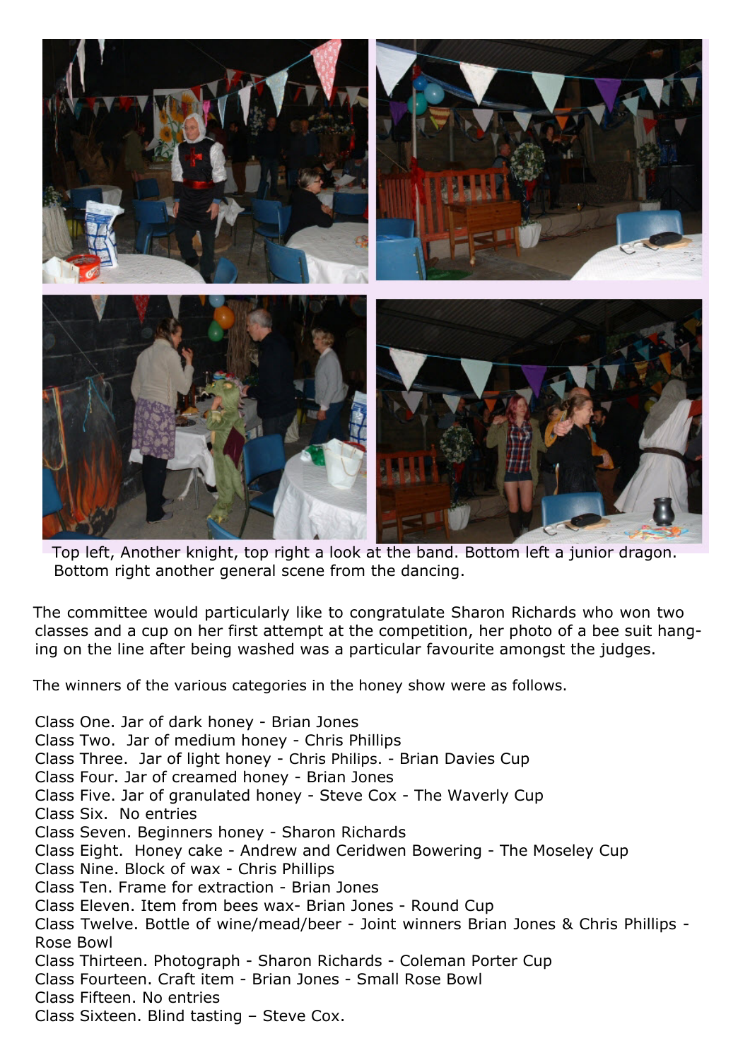Top left, Another knight, top right a look at the band. Bottom left a junior dragon. Bottom right another general scene from the dancing.

The committee would particularly like to congratulate Sharon Richards who won two classes and a cup on her first attempt at the competition, her photo of a bee suit hanging on the line after being washed was a particular favourite amongst the judges.

The winners of the various categories in the honey show were as follows.

Class One. Jar of dark honey - Brian Jones
Class Two. Jar of medium honey - Chris Phillips
Class Three. Jar of light honey - Chris Philips. - Brian Davies Cup
Class Four. Jar of creamed honey - Brian Jones
Class Five. Jar of granulated honey - Steve Cox - The Waverly Cup
Class Six. No entries
Class Seven. Beginners honey - Sharon Richards
Class Eight. Honey cake - Andrew and Ceridwen Bowering - The Moseley Cup
Class Nine. Block of wax - Chris Phillips
Class Ten. Frame for extraction - Brian Jones
Class Eleven. Item from bees wax- Brian Jones - Round Cup
Class Twelve. Bottle of wine/mead/beer - Joint winners Brian Jones & Chris Phillips - Rose Bowl
Class Thirteen. Photograph - Sharon Richards - Coleman Porter Cup
Class Fourteen. Craft item - Brian Jones - Small Rose Bowl
Class Fifteen. No entries
Class Sixteen. Blind tasting – Steve Cox.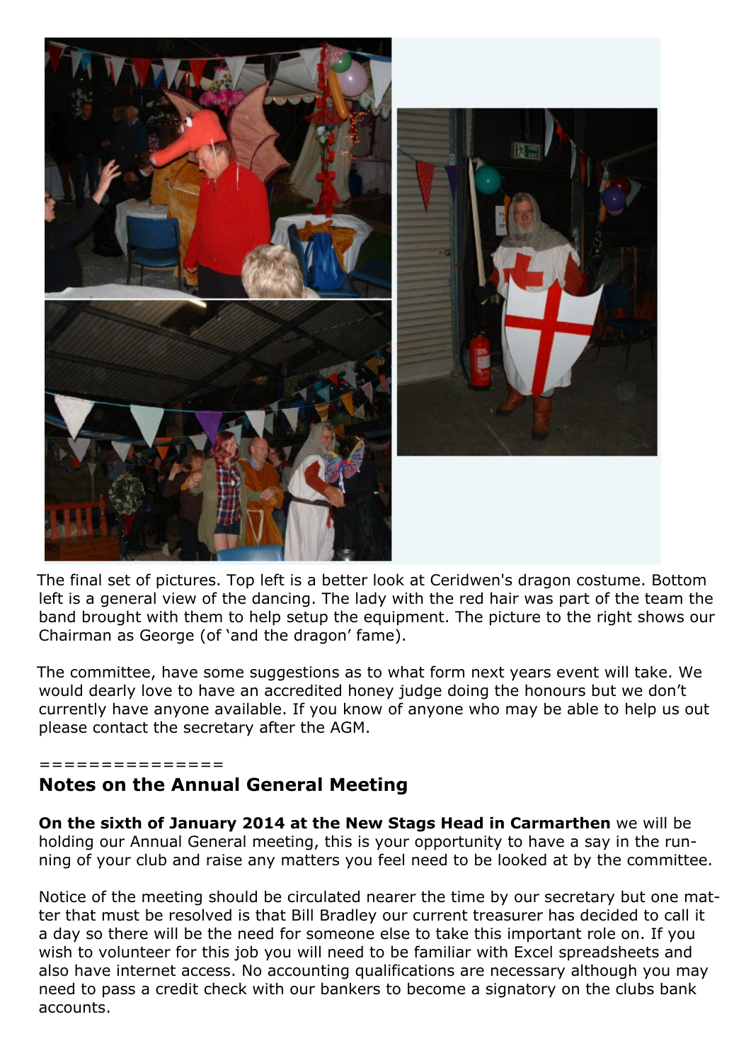The final set of pictures. Top left is a better look at Ceridwen's dragon costume. Bottom left is a general view of the dancing. The lady with the red hair was part of the team the band brought with them to help setup the equipment. The picture to the right shows our Chairman as George (of 'and the dragon' fame).

The committee, have some suggestions as to what form next years event will take. We would dearly love to have an accredited honey judge doing the honours but we don't currently have anyone available. If you know of anyone who may be able to help us out please contact the secretary after the AGM.

===============

## Notes on the Annual General Meeting

**On the sixth of January 2014 at the New Stags Head in Carmarthen** we will be holding our Annual General meeting, this is your opportunity to have a say in the running of your club and raise any matters you feel need to be looked at by the committee.

Notice of the meeting should be circulated nearer the time by our secretary but one matter that must be resolved is that Bill Bradley our current treasurer has decided to call it a day so there will be the need for someone else to take this important role on. If you wish to volunteer for this job you will need to be familiar with Excel spreadsheets and also have internet access. No accounting qualifications are necessary although you may need to pass a credit check with our bankers to become a signatory on the clubs bank accounts.